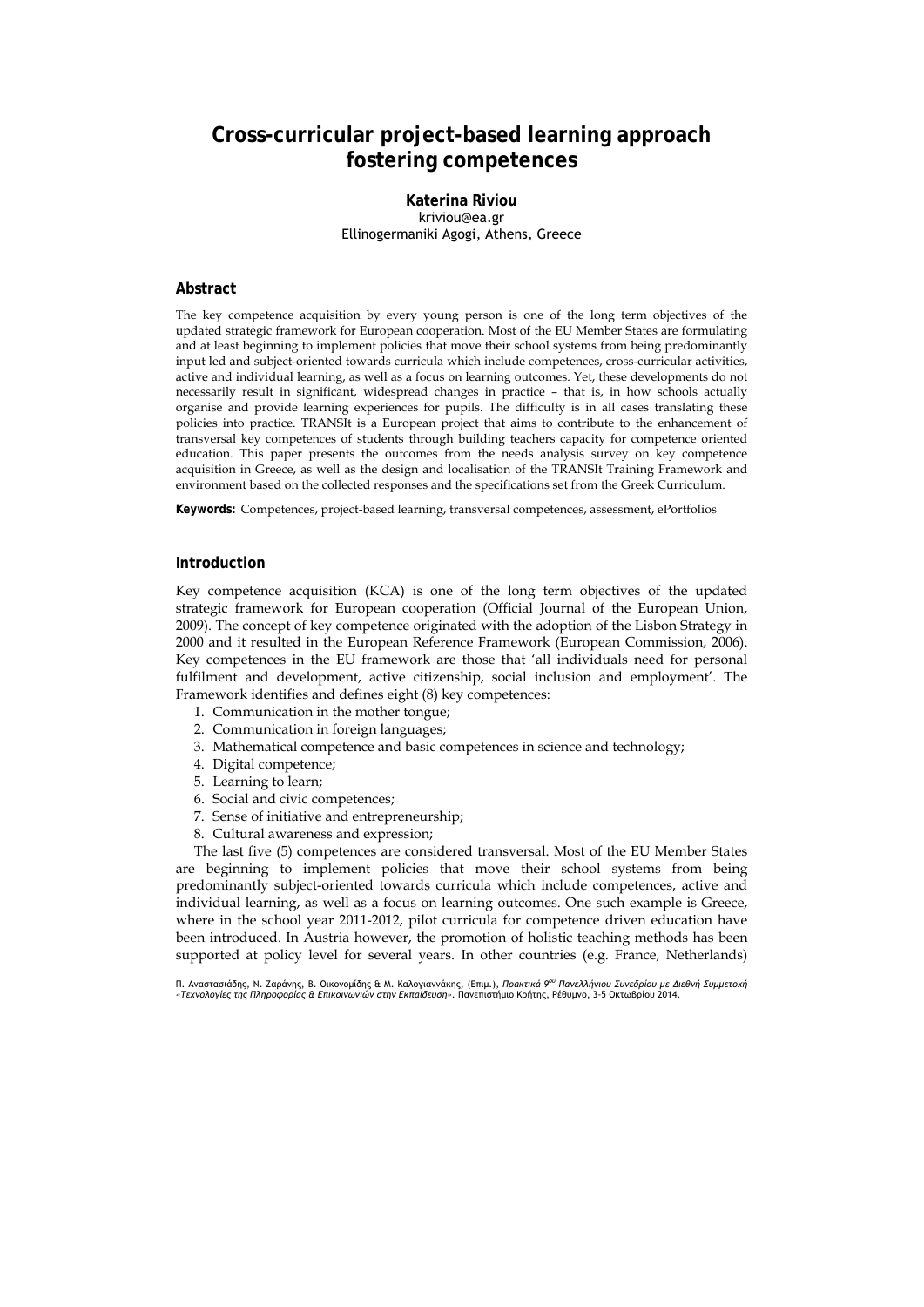# Cross-curricular project-based learning approach fostering competences

**Katerina Riviou**
kriviou@ea.gr
Ellinogermaniki Agogi, Athens, Greece

## Abstract

The key competence acquisition by every young person is one of the long term objectives of the updated strategic framework for European cooperation. Most of the EU Member States are formulating and at least beginning to implement policies that move their school systems from being predominantly input led and subject-oriented towards curricula which include competences, cross-curricular activities, active and individual learning, as well as a focus on learning outcomes. Yet, these developments do not necessarily result in significant, widespread changes in practice – that is, in how schools actually organise and provide learning experiences for pupils. The difficulty is in all cases translating these policies into practice. TRANSIt is a European project that aims to contribute to the enhancement of transversal key competences of students through building teachers capacity for competence oriented education. This paper presents the outcomes from the needs analysis survey on key competence acquisition in Greece, as well as the design and localisation of the TRANSIt Training Framework and environment based on the collected responses and the specifications set from the Greek Curriculum.

**Keywords:** Competences, project-based learning, transversal competences, assessment, ePortfolios

## Introduction

Key competence acquisition (KCA) is one of the long term objectives of the updated strategic framework for European cooperation (Official Journal of the European Union, 2009). The concept of key competence originated with the adoption of the Lisbon Strategy in 2000 and it resulted in the European Reference Framework (European Commission, 2006). Key competences in the EU framework are those that 'all individuals need for personal fulfilment and development, active citizenship, social inclusion and employment'. The Framework identifies and defines eight (8) key competences:

1. Communication in the mother tongue;
2. Communication in foreign languages;
3. Mathematical competence and basic competences in science and technology;
4. Digital competence;
5. Learning to learn;
6. Social and civic competences;
7. Sense of initiative and entrepreneurship;
8. Cultural awareness and expression;

The last five (5) competences are considered transversal. Most of the EU Member States are beginning to implement policies that move their school systems from being predominantly subject-oriented towards curricula which include competences, active and individual learning, as well as a focus on learning outcomes. One such example is Greece, where in the school year 2011-2012, pilot curricula for competence driven education have been introduced. In Austria however, the promotion of holistic teaching methods has been supported at policy level for several years. In other countries (e.g. France, Netherlands)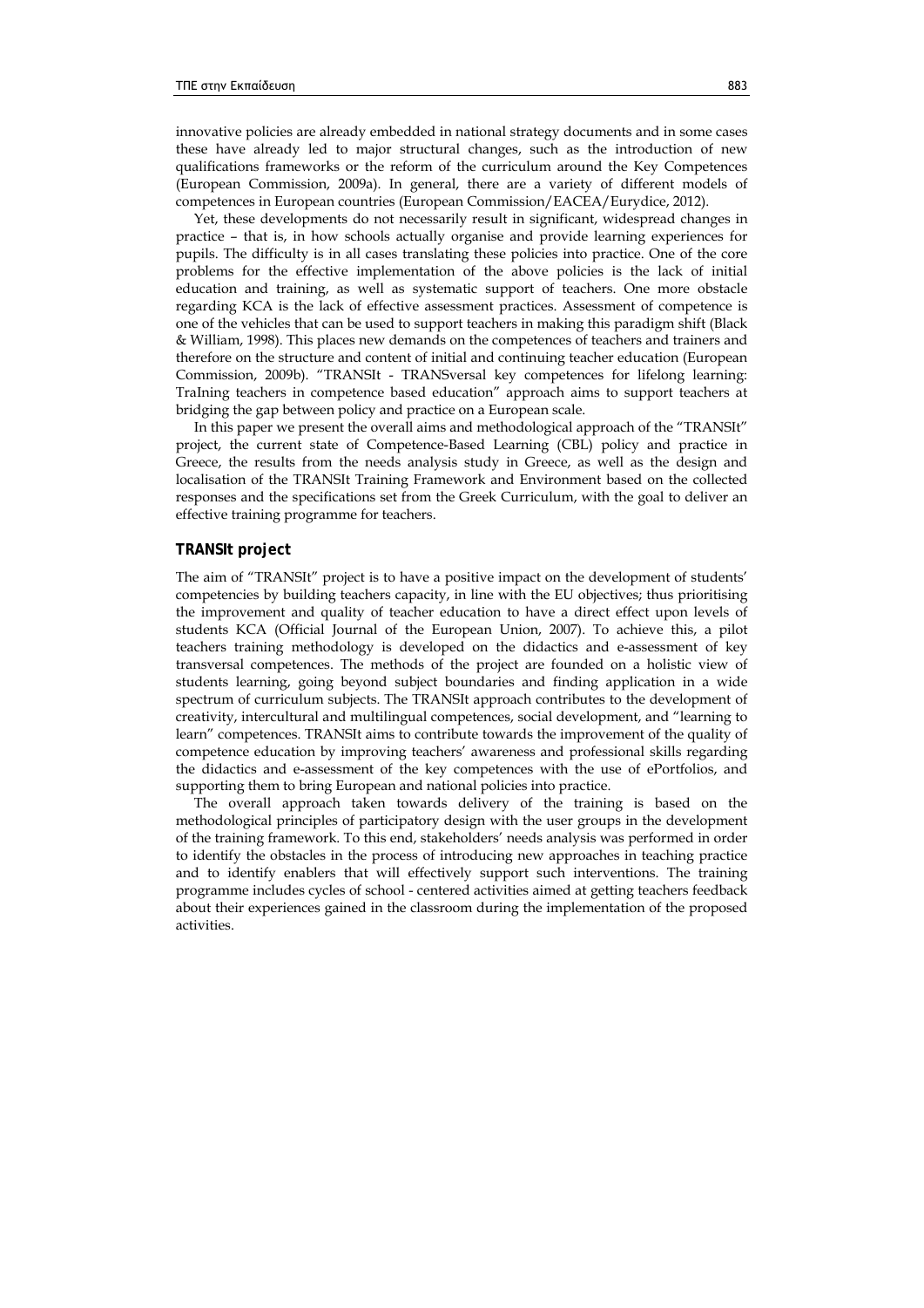innovative policies are already embedded in national strategy documents and in some cases these have already led to major structural changes, such as the introduction of new qualifications frameworks or the reform of the curriculum around the Key Competences (European Commission, 2009a). In general, there are a variety of different models of competences in European countries (European Commission/EACEA/Eurydice, 2012).

Yet, these developments do not necessarily result in significant, widespread changes in practice – that is, in how schools actually organise and provide learning experiences for pupils. The difficulty is in all cases translating these policies into practice. One of the core problems for the effective implementation of the above policies is the lack of initial education and training, as well as systematic support of teachers. One more obstacle regarding KCA is the lack of effective assessment practices. Assessment of competence is one of the vehicles that can be used to support teachers in making this paradigm shift (Black & William, 1998). This places new demands on the competences of teachers and trainers and therefore on the structure and content of initial and continuing teacher education (European Commission, 2009b). "TRANSIt - TRANSversal key competences for lifelong learning: TraIning teachers in competence based education" approach aims to support teachers at bridging the gap between policy and practice on a European scale.

In this paper we present the overall aims and methodological approach of the "TRANSIt" project, the current state of Competence-Based Learning (CBL) policy and practice in Greece, the results from the needs analysis study in Greece, as well as the design and localisation of the TRANSIt Training Framework and Environment based on the collected responses and the specifications set from the Greek Curriculum, with the goal to deliver an effective training programme for teachers.

## TRANSIt project

The aim of "TRANSIt" project is to have a positive impact on the development of students' competencies by building teachers capacity, in line with the EU objectives; thus prioritising the improvement and quality of teacher education to have a direct effect upon levels of students KCA (Official Journal of the European Union, 2007). To achieve this, a pilot teachers training methodology is developed on the didactics and e-assessment of key transversal competences. The methods of the project are founded on a holistic view of students learning, going beyond subject boundaries and finding application in a wide spectrum of curriculum subjects. The TRANSIt approach contributes to the development of creativity, intercultural and multilingual competences, social development, and "learning to learn" competences. TRANSIt aims to contribute towards the improvement of the quality of competence education by improving teachers' awareness and professional skills regarding the didactics and e-assessment of the key competences with the use of ePortfolios, and supporting them to bring European and national policies into practice.

The overall approach taken towards delivery of the training is based on the methodological principles of participatory design with the user groups in the development of the training framework. To this end, stakeholders' needs analysis was performed in order to identify the obstacles in the process of introducing new approaches in teaching practice and to identify enablers that will effectively support such interventions. The training programme includes cycles of school - centered activities aimed at getting teachers feedback about their experiences gained in the classroom during the implementation of the proposed activities.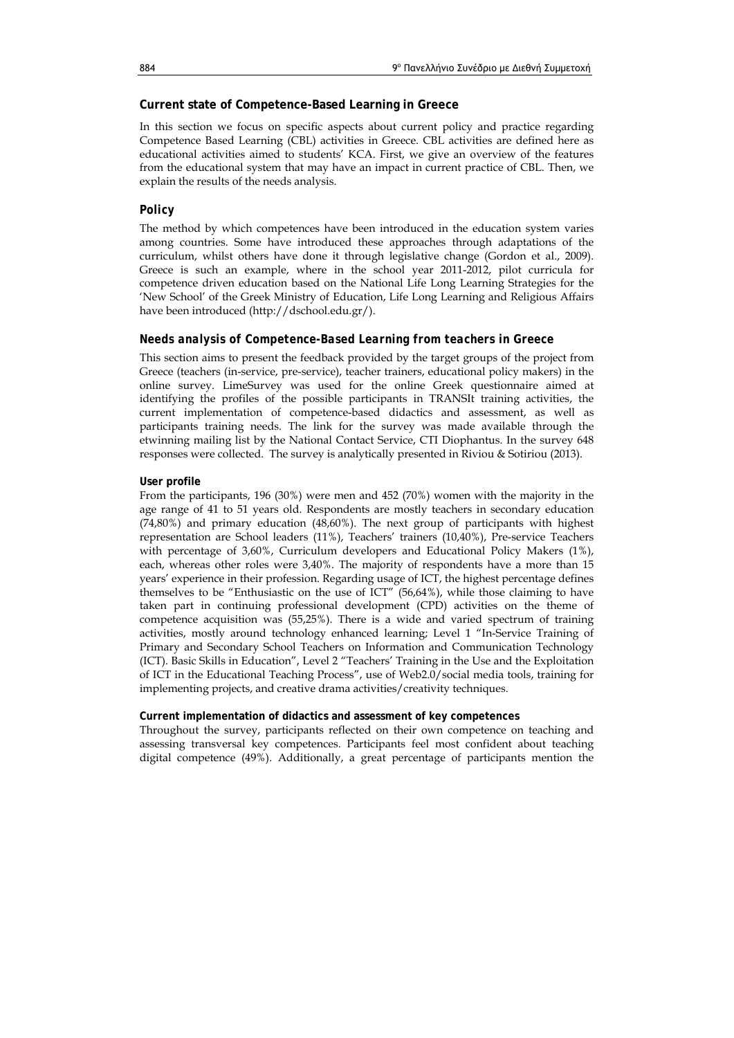## Current state of Competence-Based Learning in Greece

In this section we focus on specific aspects about current policy and practice regarding Competence Based Learning (CBL) activities in Greece. CBL activities are defined here as educational activities aimed to students' KCA. First, we give an overview of the features from the educational system that may have an impact in current practice of CBL. Then, we explain the results of the needs analysis.

### Policy

The method by which competences have been introduced in the education system varies among countries. Some have introduced these approaches through adaptations of the curriculum, whilst others have done it through legislative change (Gordon et al., 2009). Greece is such an example, where in the school year 2011-2012, pilot curricula for competence driven education based on the National Life Long Learning Strategies for the 'New School' of the Greek Ministry of Education, Life Long Learning and Religious Affairs have been introduced (http://dschool.edu.gr/).

### Needs analysis of Competence-Based Learning from teachers in Greece

This section aims to present the feedback provided by the target groups of the project from Greece (teachers (in-service, pre-service), teacher trainers, educational policy makers) in the online survey. LimeSurvey was used for the online Greek questionnaire aimed at identifying the profiles of the possible participants in TRANSIt training activities, the current implementation of competence-based didactics and assessment, as well as participants training needs. The link for the survey was made available through the etwinning mailing list by the National Contact Service, CTI Diophantus. In the survey 648 responses were collected. The survey is analytically presented in Riviou & Sotiriou (2013).

#### User profile

From the participants, 196 (30%) were men and 452 (70%) women with the majority in the age range of 41 to 51 years old. Respondents are mostly teachers in secondary education (74,80%) and primary education (48,60%). The next group of participants with highest representation are School leaders (11%), Teachers' trainers (10,40%), Pre-service Teachers with percentage of 3,60%, Curriculum developers and Educational Policy Makers (1%), each, whereas other roles were 3,40%. The majority of respondents have a more than 15 years' experience in their profession. Regarding usage of ICT, the highest percentage defines themselves to be "Enthusiastic on the use of ICT" (56,64%), while those claiming to have taken part in continuing professional development (CPD) activities on the theme of competence acquisition was (55,25%). There is a wide and varied spectrum of training activities, mostly around technology enhanced learning; Level 1 "In-Service Training of Primary and Secondary School Teachers on Information and Communication Technology (ICT). Basic Skills in Education", Level 2 "Teachers' Training in the Use and the Exploitation of ICT in the Educational Teaching Process", use of Web2.0/social media tools, training for implementing projects, and creative drama activities/creativity techniques.

#### Current implementation of didactics and assessment of key competences

Throughout the survey, participants reflected on their own competence on teaching and assessing transversal key competences. Participants feel most confident about teaching digital competence (49%). Additionally, a great percentage of participants mention the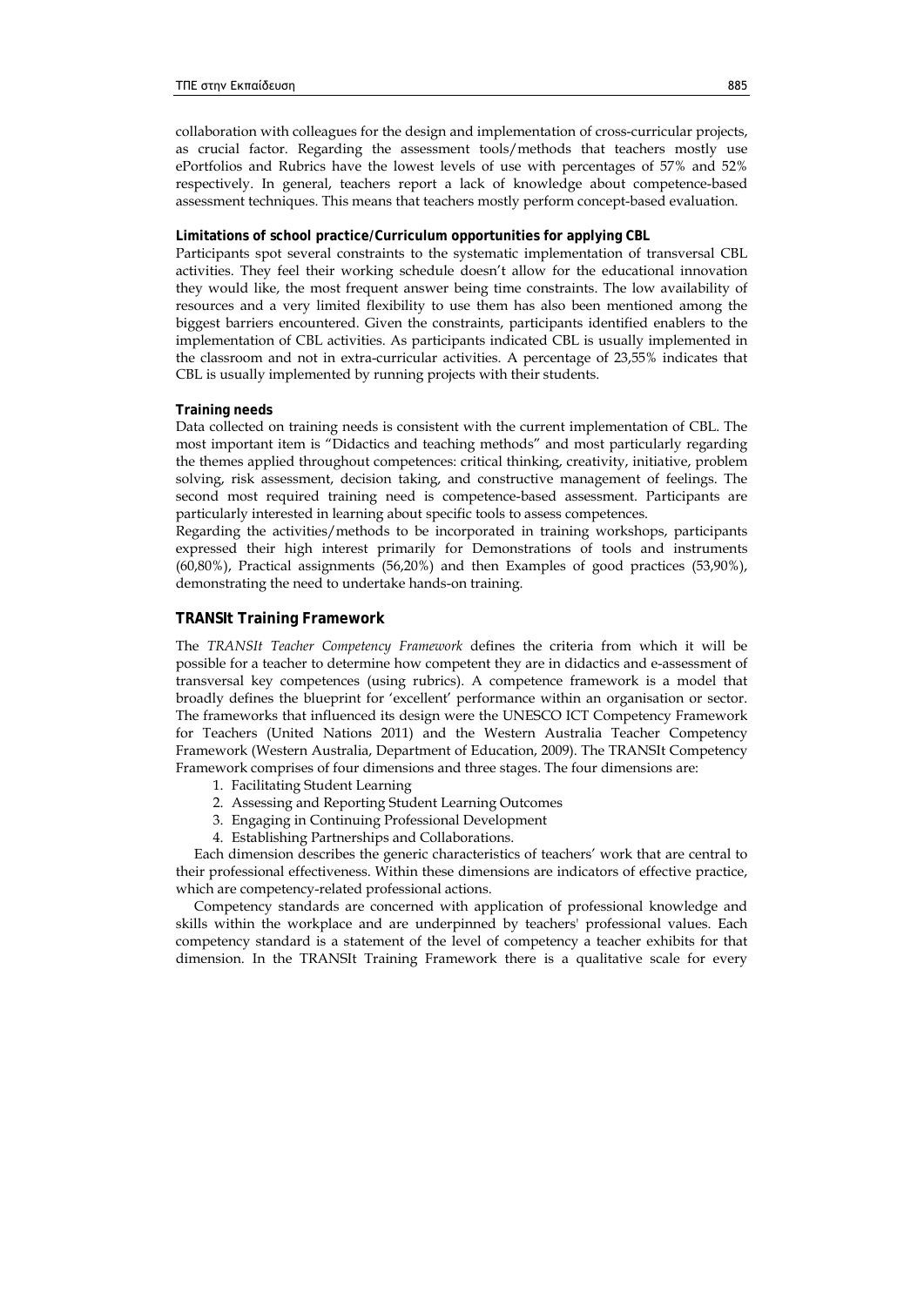collaboration with colleagues for the design and implementation of cross-curricular projects, as crucial factor. Regarding the assessment tools/methods that teachers mostly use ePortfolios and Rubrics have the lowest levels of use with percentages of 57% and 52% respectively. In general, teachers report a lack of knowledge about competence-based assessment techniques. This means that teachers mostly perform concept-based evaluation.

#### Limitations of school practice/Curriculum opportunities for applying CBL

Participants spot several constraints to the systematic implementation of transversal CBL activities. They feel their working schedule doesn't allow for the educational innovation they would like, the most frequent answer being time constraints. The low availability of resources and a very limited flexibility to use them has also been mentioned among the biggest barriers encountered. Given the constraints, participants identified enablers to the implementation of CBL activities. As participants indicated CBL is usually implemented in the classroom and not in extra-curricular activities. A percentage of 23,55% indicates that CBL is usually implemented by running projects with their students.

#### Training needs

Data collected on training needs is consistent with the current implementation of CBL. The most important item is "Didactics and teaching methods" and most particularly regarding the themes applied throughout competences: critical thinking, creativity, initiative, problem solving, risk assessment, decision taking, and constructive management of feelings. The second most required training need is competence-based assessment. Participants are particularly interested in learning about specific tools to assess competences.

Regarding the activities/methods to be incorporated in training workshops, participants expressed their high interest primarily for Demonstrations of tools and instruments (60,80%), Practical assignments (56,20%) and then Examples of good practices (53,90%), demonstrating the need to undertake hands-on training.

### TRANSIt Training Framework

The *TRANSIt Teacher Competency Framework* defines the criteria from which it will be possible for a teacher to determine how competent they are in didactics and e-assessment of transversal key competences (using rubrics). A competence framework is a model that broadly defines the blueprint for 'excellent' performance within an organisation or sector. The frameworks that influenced its design were the UNESCO ICT Competency Framework for Teachers (United Nations 2011) and the Western Australia Teacher Competency Framework (Western Australia, Department of Education, 2009). The TRANSIt Competency Framework comprises of four dimensions and three stages. The four dimensions are:

1. Facilitating Student Learning
2. Assessing and Reporting Student Learning Outcomes
3. Engaging in Continuing Professional Development
4. Establishing Partnerships and Collaborations.

Each dimension describes the generic characteristics of teachers' work that are central to their professional effectiveness. Within these dimensions are indicators of effective practice, which are competency-related professional actions.

Competency standards are concerned with application of professional knowledge and skills within the workplace and are underpinned by teachers' professional values. Each competency standard is a statement of the level of competency a teacher exhibits for that dimension. In the TRANSIt Training Framework there is a qualitative scale for every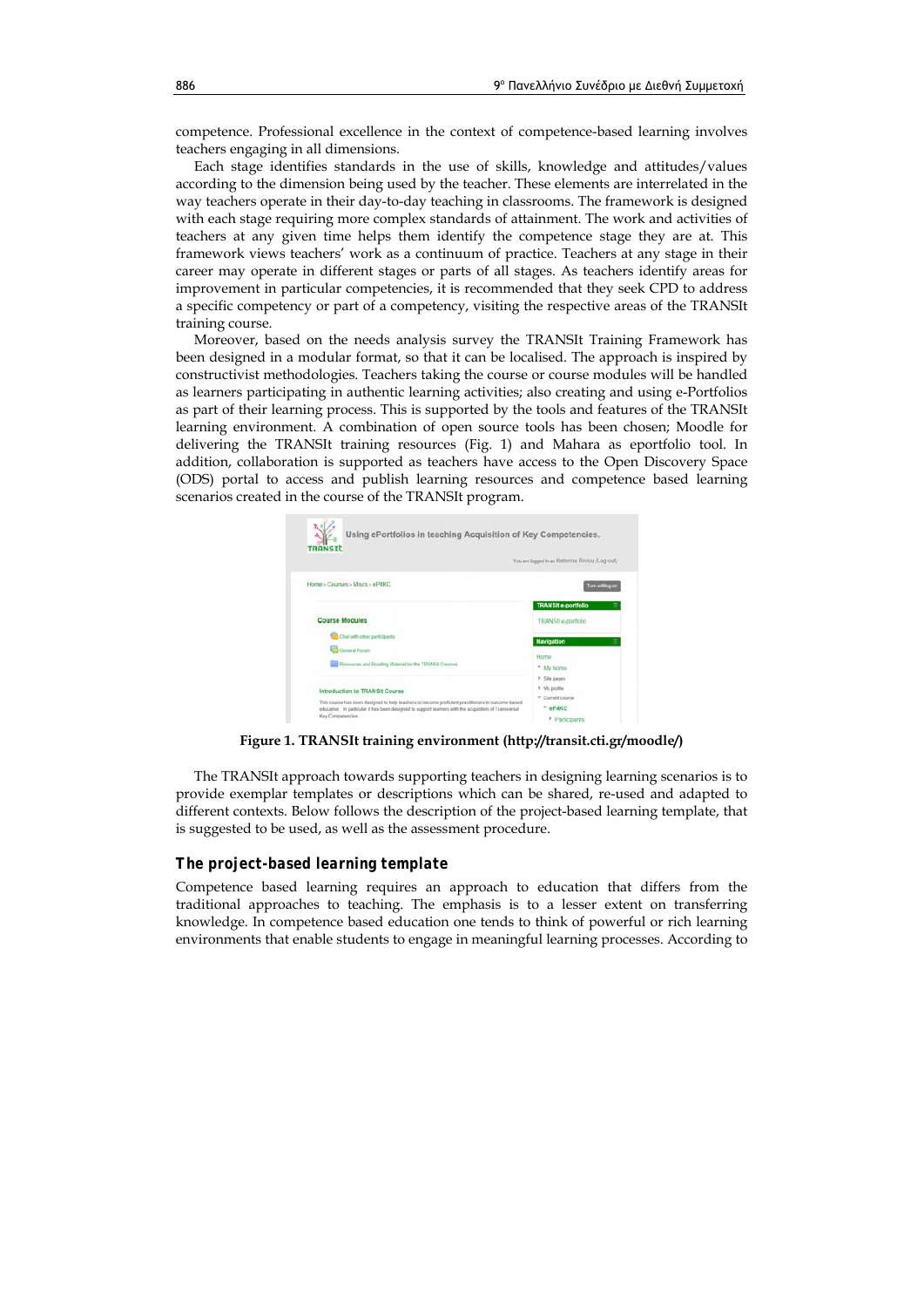competence. Professional excellence in the context of competence-based learning involves teachers engaging in all dimensions.

Each stage identifies standards in the use of skills, knowledge and attitudes/values according to the dimension being used by the teacher. These elements are interrelated in the way teachers operate in their day-to-day teaching in classrooms. The framework is designed with each stage requiring more complex standards of attainment. The work and activities of teachers at any given time helps them identify the competence stage they are at. This framework views teachers' work as a continuum of practice. Teachers at any stage in their career may operate in different stages or parts of all stages. As teachers identify areas for improvement in particular competencies, it is recommended that they seek CPD to address a specific competency or part of a competency, visiting the respective areas of the TRANSIt training course.

Moreover, based on the needs analysis survey the TRANSIt Training Framework has been designed in a modular format, so that it can be localised. The approach is inspired by constructivist methodologies. Teachers taking the course or course modules will be handled as learners participating in authentic learning activities; also creating and using e-Portfolios as part of their learning process. This is supported by the tools and features of the TRANSIt learning environment. A combination of open source tools has been chosen; Moodle for delivering the TRANSIt training resources (Fig. 1) and Mahara as eportfolio tool. In addition, collaboration is supported as teachers have access to the Open Discovery Space (ODS) portal to access and publish learning resources and competence based learning scenarios created in the course of the TRANSIt program.

**Figure 1. TRANSIt training environment (http://transit.cti.gr/moodle/)**

The TRANSIt approach towards supporting teachers in designing learning scenarios is to provide exemplar templates or descriptions which can be shared, re-used and adapted to different contexts. Below follows the description of the project-based learning template, that is suggested to be used, as well as the assessment procedure.

## The project-based learning template

Competence based learning requires an approach to education that differs from the traditional approaches to teaching. The emphasis is to a lesser extent on transferring knowledge. In competence based education one tends to think of powerful or rich learning environments that enable students to engage in meaningful learning processes. According to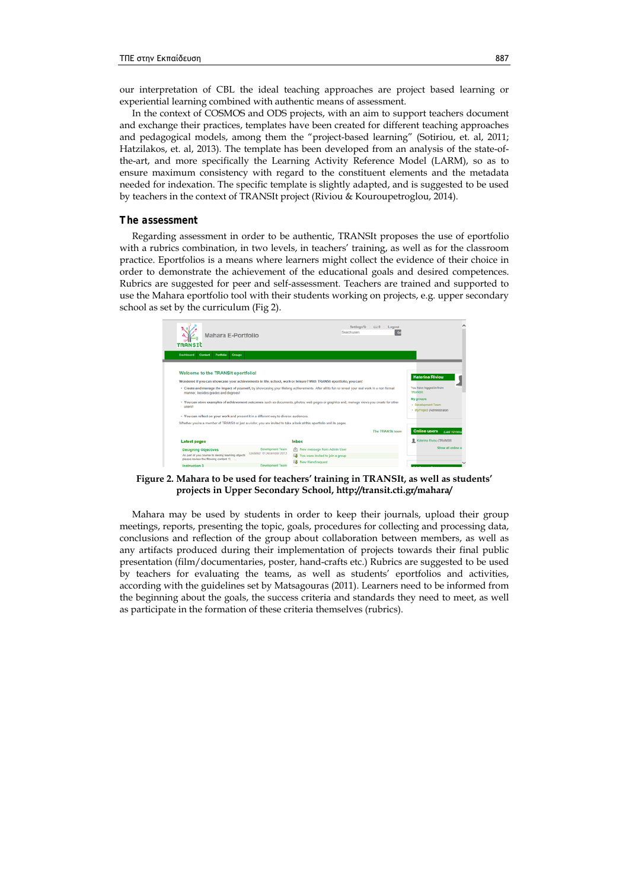our interpretation of CBL the ideal teaching approaches are project based learning or experiential learning combined with authentic means of assessment.

In the context of COSMOS and ODS projects, with an aim to support teachers document and exchange their practices, templates have been created for different teaching approaches and pedagogical models, among them the "project-based learning" (Sotiriou, et. al, 2011; Hatzilakos, et. al, 2013). The template has been developed from an analysis of the state-of-the-art, and more specifically the Learning Activity Reference Model (LARM), so as to ensure maximum consistency with regard to the constituent elements and the metadata needed for indexation. The specific template is slightly adapted, and is suggested to be used by teachers in the context of TRANSIt project (Riviou & Kouroupetroglou, 2014).

## The assessment

Regarding assessment in order to be authentic, TRANSIt proposes the use of eportfolio with a rubrics combination, in two levels, in teachers' training, as well as for the classroom practice. Eportfolios is a means where learners might collect the evidence of their choice in order to demonstrate the achievement of the educational goals and desired competences. Rubrics are suggested for peer and self-assessment. Teachers are trained and supported to use the Mahara eportfolio tool with their students working on projects, e.g. upper secondary school as set by the curriculum (Fig 2).

**Figure 2. Mahara to be used for teachers' training in TRANSIt, as well as students' projects in Upper Secondary School, http://transit.cti.gr/mahara/**

Mahara may be used by students in order to keep their journals, upload their group meetings, reports, presenting the topic, goals, procedures for collecting and processing data, conclusions and reflection of the group about collaboration between members, as well as any artifacts produced during their implementation of projects towards their final public presentation (film/documentaries, poster, hand-crafts etc.) Rubrics are suggested to be used by teachers for evaluating the teams, as well as students' eportfolios and activities, according with the guidelines set by Matsagouras (2011). Learners need to be informed from the beginning about the goals, the success criteria and standards they need to meet, as well as participate in the formation of these criteria themselves (rubrics).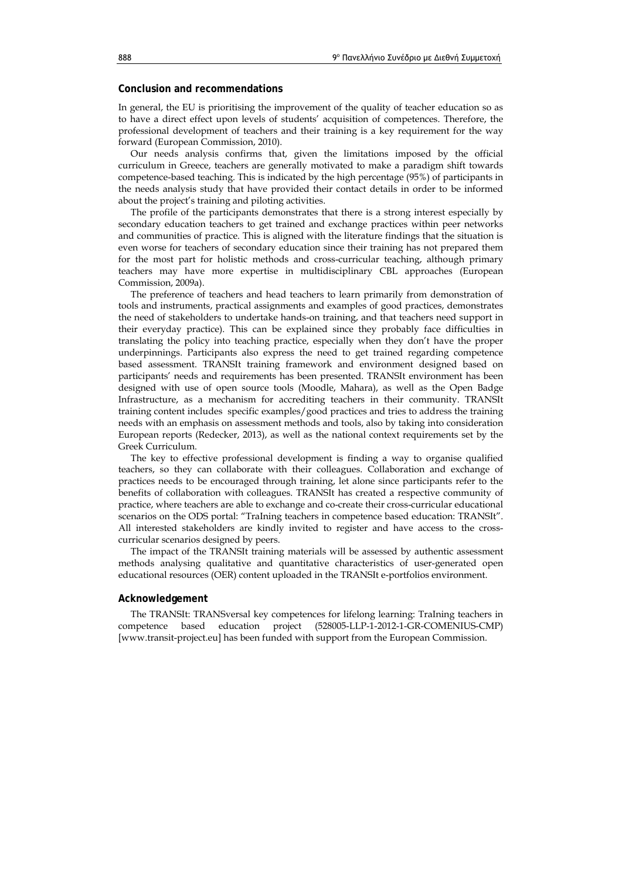## Conclusion and recommendations

In general, the EU is prioritising the improvement of the quality of teacher education so as to have a direct effect upon levels of students' acquisition of competences. Therefore, the professional development of teachers and their training is a key requirement for the way forward (European Commission, 2010).

Our needs analysis confirms that, given the limitations imposed by the official curriculum in Greece, teachers are generally motivated to make a paradigm shift towards competence-based teaching. This is indicated by the high percentage (95%) of participants in the needs analysis study that have provided their contact details in order to be informed about the project's training and piloting activities.

The profile of the participants demonstrates that there is a strong interest especially by secondary education teachers to get trained and exchange practices within peer networks and communities of practice. This is aligned with the literature findings that the situation is even worse for teachers of secondary education since their training has not prepared them for the most part for holistic methods and cross-curricular teaching, although primary teachers may have more expertise in multidisciplinary CBL approaches (European Commission, 2009a).

The preference of teachers and head teachers to learn primarily from demonstration of tools and instruments, practical assignments and examples of good practices, demonstrates the need of stakeholders to undertake hands-on training, and that teachers need support in their everyday practice). This can be explained since they probably face difficulties in translating the policy into teaching practice, especially when they don't have the proper underpinnings. Participants also express the need to get trained regarding competence based assessment. TRANSIt training framework and environment designed based on participants' needs and requirements has been presented. TRANSIt environment has been designed with use of open source tools (Moodle, Mahara), as well as the Open Badge Infrastructure, as a mechanism for accrediting teachers in their community. TRANSIt training content includes specific examples/good practices and tries to address the training needs with an emphasis on assessment methods and tools, also by taking into consideration European reports (Redecker, 2013), as well as the national context requirements set by the Greek Curriculum.

The key to effective professional development is finding a way to organise qualified teachers, so they can collaborate with their colleagues. Collaboration and exchange of practices needs to be encouraged through training, let alone since participants refer to the benefits of collaboration with colleagues. TRANSIt has created a respective community of practice, where teachers are able to exchange and co-create their cross-curricular educational scenarios on the ODS portal: "TraIning teachers in competence based education: TRANSIt". All interested stakeholders are kindly invited to register and have access to the cross-curricular scenarios designed by peers.

The impact of the TRANSIt training materials will be assessed by authentic assessment methods analysing qualitative and quantitative characteristics of user-generated open educational resources (OER) content uploaded in the TRANSIt e-portfolios environment.

## Acknowledgement

The TRANSIt: TRANSversal key competences for lifelong learning: TraIning teachers in competence based education project (528005-LLP-1-2012-1-GR-COMENIUS-CMP) [www.transit-project.eu] has been funded with support from the European Commission.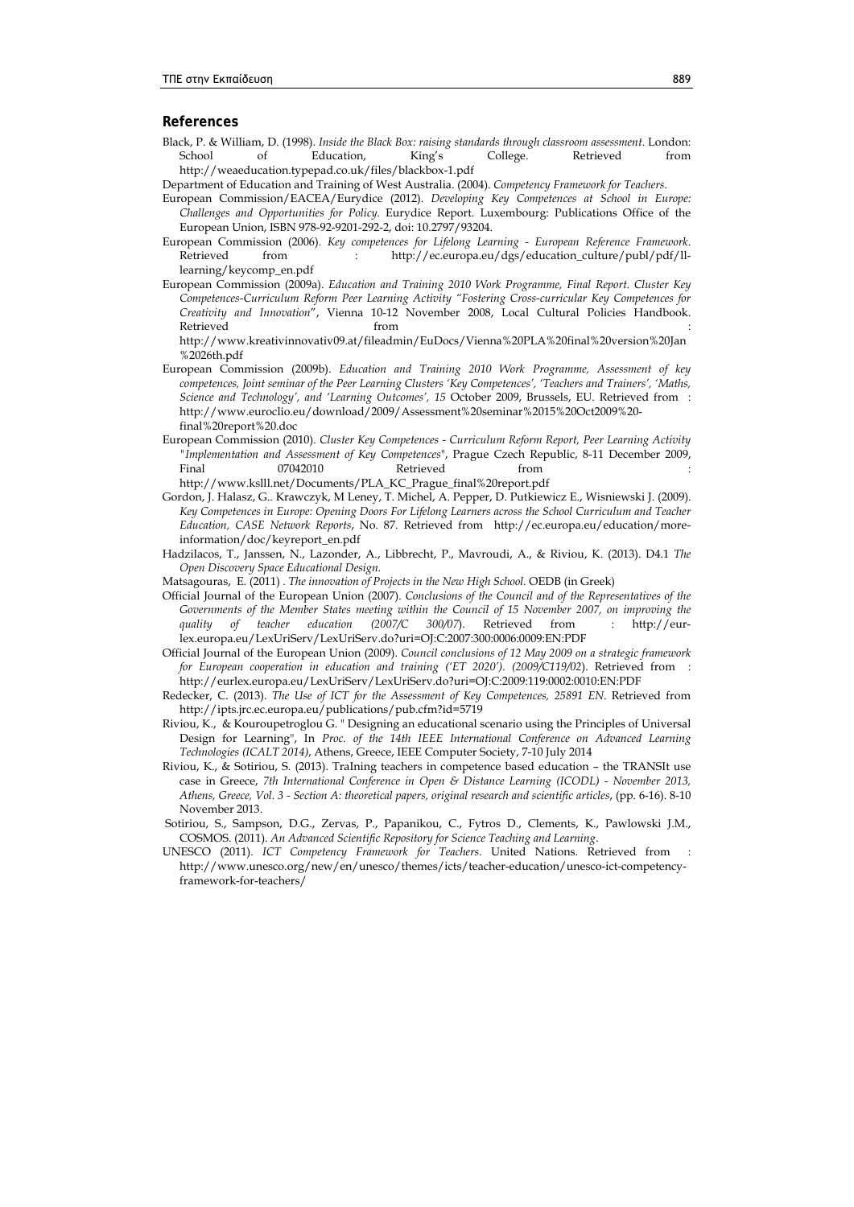## References

Black, P. & William, D. (1998). *Inside the Black Box: raising standards through classroom assessment*. London: School of Education, King's College. Retrieved from http://weaeducation.typepad.co.uk/files/blackbox-1.pdf

Department of Education and Training of West Australia. (2004). *Competency Framework for Teachers*.

European Commission/EACEA/Eurydice (2012). *Developing Key Competences at School in Europe: Challenges and Opportunities for Policy*. Eurydice Report. Luxembourg: Publications Office of the European Union, ISBN 978-92-9201-292-2, doi: 10.2797/93204.

European Commission (2006). *Key competences for Lifelong Learning - European Reference Framework*. Retrieved from : http://ec.europa.eu/dgs/education_culture/publ/pdf/ll-learning/keycomp_en.pdf

European Commission (2009a). *Education and Training 2010 Work Programme, Final Report. Cluster Key Competences-Curriculum Reform Peer Learning Activity "Fostering Cross-curricular Key Competences for Creativity and Innovation"*, Vienna 10-12 November 2008, Local Cultural Policies Handbook. Retrieved from : http://www.kreativinnovativ09.at/fileadmin/EuDocs/Vienna%20PLA%20final%20version%20Jan%2026th.pdf

European Commission (2009b). *Education and Training 2010 Work Programme, Assessment of key competences, Joint seminar of the Peer Learning Clusters 'Key Competences', 'Teachers and Trainers', 'Maths, Science and Technology', and 'Learning Outcomes', 15* October 2009, Brussels, EU. Retrieved from : http://www.euroclio.eu/download/2009/Assessment%20seminar%2015%20Oct2009%20-final%20report%20.doc

European Commission (2010). *Cluster Key Competences - Curriculum Reform Report, Peer Learning Activity "Implementation and Assessment of Key Competences"*, Prague Czech Republic, 8-11 December 2009, Final 07042010 Retrieved from : http://www.kslll.net/Documents/PLA_KC_Prague_final%20report.pdf

Gordon, J. Halasz, G.. Krawczyk, M Leney, T. Michel, A. Pepper, D. Putkiewicz E., Wisniewski J. (2009). *Key Competences in Europe: Opening Doors For Lifelong Learners across the School Curriculum and Teacher Education, CASE Network Reports*, No. 87. Retrieved from http://ec.europa.eu/education/more-information/doc/keyreport_en.pdf

Hadzilacos, T., Janssen, N., Lazonder, A., Libbrecht, P., Mavroudi, A., & Riviou, K. (2013). D4.1 *The Open Discovery Space Educational Design.*

Matsagouras, E. (2011) . *The innovation of Projects in the New High School.* OEDB (in Greek)

Official Journal of the European Union (2007). *Conclusions of the Council and of the Representatives of the Governments of the Member States meeting within the Council of 15 November 2007, on improving the quality of teacher education (2007/C 300/07*). Retrieved from : http://eur-lex.europa.eu/LexUriServ/LexUriServ.do?uri=OJ:C:2007:300:0006:0009:EN:PDF

Official Journal of the European Union (2009). *Council conclusions of 12 May 2009 on a strategic framework for European cooperation in education and training ('ET 2020'). (2009/C119/02*). Retrieved from : http://eurlex.europa.eu/LexUriServ/LexUriServ.do?uri=OJ:C:2009:119:0002:0010:EN:PDF

Redecker, C. (2013). *The Use of ICT for the Assessment of Key Competences, 25891 EN*. Retrieved from http://ipts.jrc.ec.europa.eu/publications/pub.cfm?id=5719

Riviou, K., & Kouroupetroglou G. " Designing an educational scenario using the Principles of Universal Design for Learning", In *Proc. of the 14th IEEE International Conference on Advanced Learning Technologies (ICALT 2014)*, Athens, Greece, IEEE Computer Society, 7-10 July 2014

Riviou, K., & Sotiriou, S. (2013). TraIning teachers in competence based education – the TRANSIt use case in Greece, *7th International Conference in Open & Distance Learning (ICODL) - November 2013, Athens, Greece, Vol. 3 - Section A: theoretical papers, original research and scientific articles*, (pp. 6-16). 8-10 November 2013.

Sotiriou, S., Sampson, D.G., Zervas, P., Papanikou, C., Fytros D., Clements, K., Pawlowski J.M., COSMOS. (2011). *An Advanced Scientific Repository for Science Teaching and Learning*.

UNESCO (2011). *ICT Competency Framework for Teachers.* United Nations. Retrieved from : http://www.unesco.org/new/en/unesco/themes/icts/teacher-education/unesco-ict-competency-framework-for-teachers/